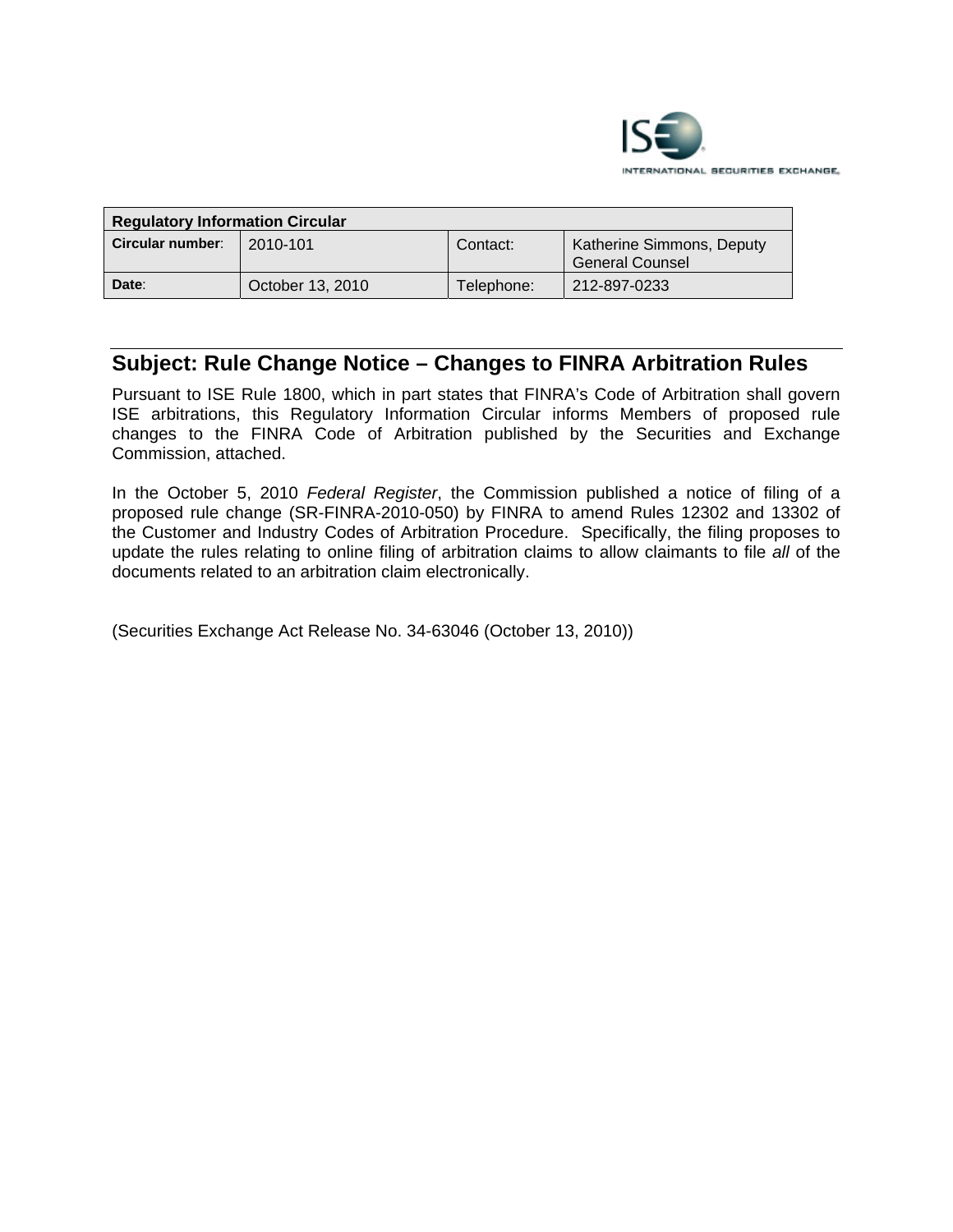INTERNATIONAL SECURITIES EXCHANGE

| Regulatory Information Circular | | | |
|---|---|---|---|
| **Circular number**: | 2010-101 | Contact: | Katherine Simmons, Deputy General Counsel |
| **Date**: | October 13, 2010 | Telephone: | 212-897-0233 |

## Subject: Rule Change Notice – Changes to FINRA Arbitration Rules

Pursuant to ISE Rule 1800, which in part states that FINRA's Code of Arbitration shall govern ISE arbitrations, this Regulatory Information Circular informs Members of proposed rule changes to the FINRA Code of Arbitration published by the Securities and Exchange Commission, attached.

In the October 5, 2010 *Federal Register*, the Commission published a notice of filing of a proposed rule change (SR-FINRA-2010-050) by FINRA to amend Rules 12302 and 13302 of the Customer and Industry Codes of Arbitration Procedure. Specifically, the filing proposes to update the rules relating to online filing of arbitration claims to allow claimants to file *all* of the documents related to an arbitration claim electronically.

(Securities Exchange Act Release No. 34-63046 (October 13, 2010))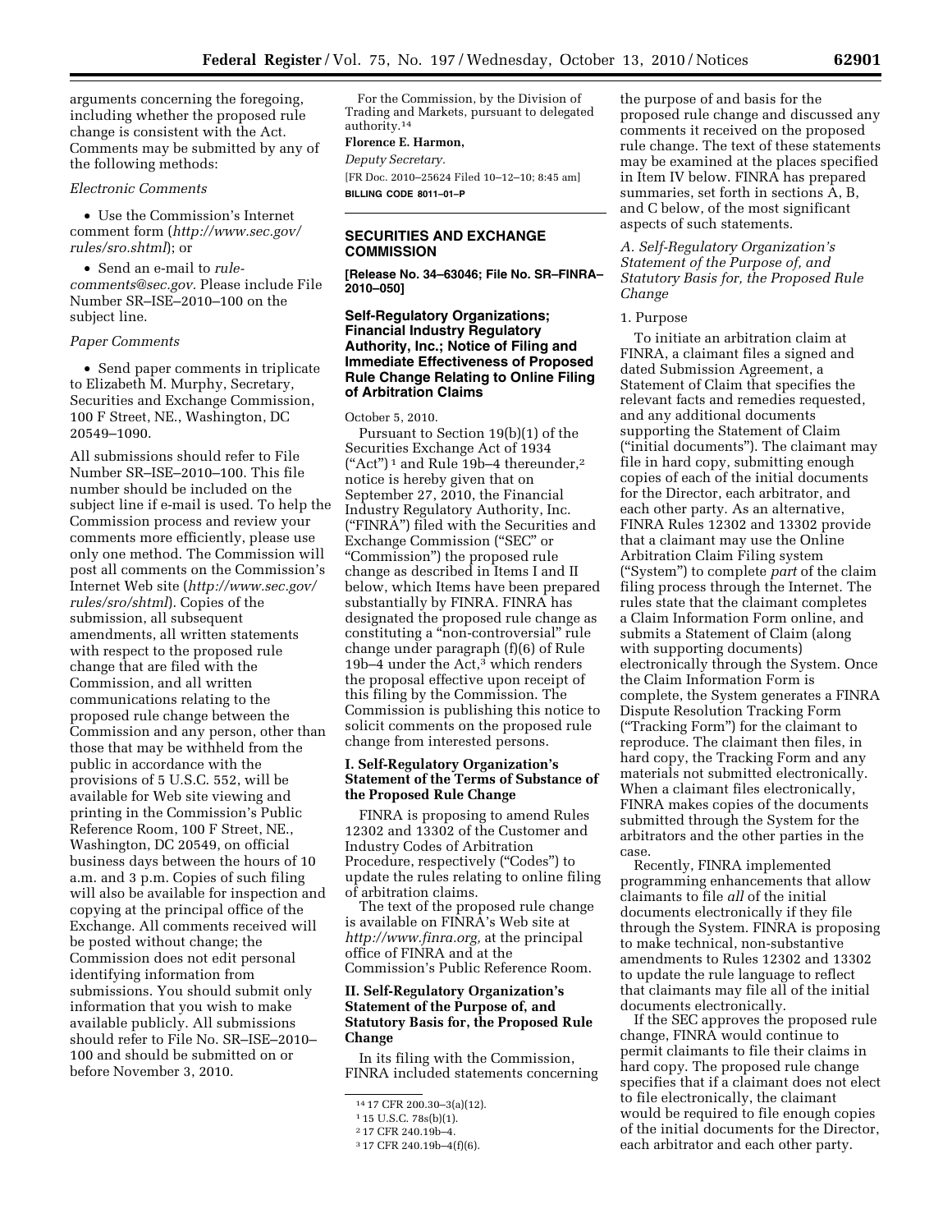arguments concerning the foregoing, including whether the proposed rule change is consistent with the Act. Comments may be submitted by any of the following methods:

*Electronic Comments*

- Use the Commission's Internet comment form (*http://www.sec.gov/rules/sro.shtml*); or
- Send an e-mail to *rule-comments@sec.gov.* Please include File Number SR–ISE–2010–100 on the subject line.

*Paper Comments*

- Send paper comments in triplicate to Elizabeth M. Murphy, Secretary, Securities and Exchange Commission, 100 F Street, NE., Washington, DC 20549–1090.

All submissions should refer to File Number SR–ISE–2010–100. This file number should be included on the subject line if e-mail is used. To help the Commission process and review your comments more efficiently, please use only one method. The Commission will post all comments on the Commission's Internet Web site (*http://www.sec.gov/rules/sro/shtml*). Copies of the submission, all subsequent amendments, all written statements with respect to the proposed rule change that are filed with the Commission, and all written communications relating to the proposed rule change between the Commission and any person, other than those that may be withheld from the public in accordance with the provisions of 5 U.S.C. 552, will be available for Web site viewing and printing in the Commission's Public Reference Room, 100 F Street, NE., Washington, DC 20549, on official business days between the hours of 10 a.m. and 3 p.m. Copies of such filing will also be available for inspection and copying at the principal office of the Exchange. All comments received will be posted without change; the Commission does not edit personal identifying information from submissions. You should submit only information that you wish to make available publicly. All submissions should refer to File No. SR–ISE–2010–100 and should be submitted on or before November 3, 2010.

For the Commission, by the Division of Trading and Markets, pursuant to delegated authority.[14]

**Florence E. Harmon,**

*Deputy Secretary.*

[FR Doc. 2010–25624 Filed 10–12–10; 8:45 am]

**BILLING CODE 8011–01–P**

---

**SECURITIES AND EXCHANGE COMMISSION**

**[Release No. 34–63046; File No. SR–FINRA–2010–050]**

## Self-Regulatory Organizations; Financial Industry Regulatory Authority, Inc.; Notice of Filing and Immediate Effectiveness of Proposed Rule Change Relating to Online Filing of Arbitration Claims

October 5, 2010.

Pursuant to Section 19(b)(1) of the Securities Exchange Act of 1934 ("Act")[1] and Rule 19b–4 thereunder,[2] notice is hereby given that on September 27, 2010, the Financial Industry Regulatory Authority, Inc. ("FINRA") filed with the Securities and Exchange Commission ("SEC" or "Commission") the proposed rule change as described in Items I and II below, which Items have been prepared substantially by FINRA. FINRA has designated the proposed rule change as constituting a "non-controversial" rule change under paragraph (f)(6) of Rule 19b–4 under the Act,[3] which renders the proposal effective upon receipt of this filing by the Commission. The Commission is publishing this notice to solicit comments on the proposed rule change from interested persons.

### I. Self-Regulatory Organization's Statement of the Terms of Substance of the Proposed Rule Change

FINRA is proposing to amend Rules 12302 and 13302 of the Customer and Industry Codes of Arbitration Procedure, respectively ("Codes") to update the rules relating to online filing of arbitration claims.

The text of the proposed rule change is available on FINRA's Web site at *http://www.finra.org,* at the principal office of FINRA and at the Commission's Public Reference Room.

### II. Self-Regulatory Organization's Statement of the Purpose of, and Statutory Basis for, the Proposed Rule Change

In its filing with the Commission, FINRA included statements concerning the purpose of and basis for the proposed rule change and discussed any comments it received on the proposed rule change. The text of these statements may be examined at the places specified in Item IV below. FINRA has prepared summaries, set forth in sections A, B, and C below, of the most significant aspects of such statements.

*A. Self-Regulatory Organization's Statement of the Purpose of, and Statutory Basis for, the Proposed Rule Change*

1. Purpose

To initiate an arbitration claim at FINRA, a claimant files a signed and dated Submission Agreement, a Statement of Claim that specifies the relevant facts and remedies requested, and any additional documents supporting the Statement of Claim ("initial documents"). The claimant may file in hard copy, submitting enough copies of each of the initial documents for the Director, each arbitrator, and each other party. As an alternative, FINRA Rules 12302 and 13302 provide that a claimant may use the Online Arbitration Claim Filing system ("System") to complete *part* of the claim filing process through the Internet. The rules state that the claimant completes a Claim Information Form online, and submits a Statement of Claim (along with supporting documents) electronically through the System. Once the Claim Information Form is complete, the System generates a FINRA Dispute Resolution Tracking Form ("Tracking Form") for the claimant to reproduce. The claimant then files, in hard copy, the Tracking Form and any materials not submitted electronically. When a claimant files electronically, FINRA makes copies of the documents submitted through the System for the arbitrators and the other parties in the case.

Recently, FINRA implemented programming enhancements that allow claimants to file *all* of the initial documents electronically if they file through the System. FINRA is proposing to make technical, non-substantive amendments to Rules 12302 and 13302 to update the rule language to reflect that claimants may file all of the initial documents electronically.

If the SEC approves the proposed rule change, FINRA would continue to permit claimants to file their claims in hard copy. The proposed rule change specifies that if a claimant does not elect to file electronically, the claimant would be required to file enough copies of the initial documents for the Director, each arbitrator and each other party.

---

[14] 17 CFR 200.30–3(a)(12).

[1] 15 U.S.C. 78s(b)(1).

[2] 17 CFR 240.19b–4.

[3] 17 CFR 240.19b–4(f)(6).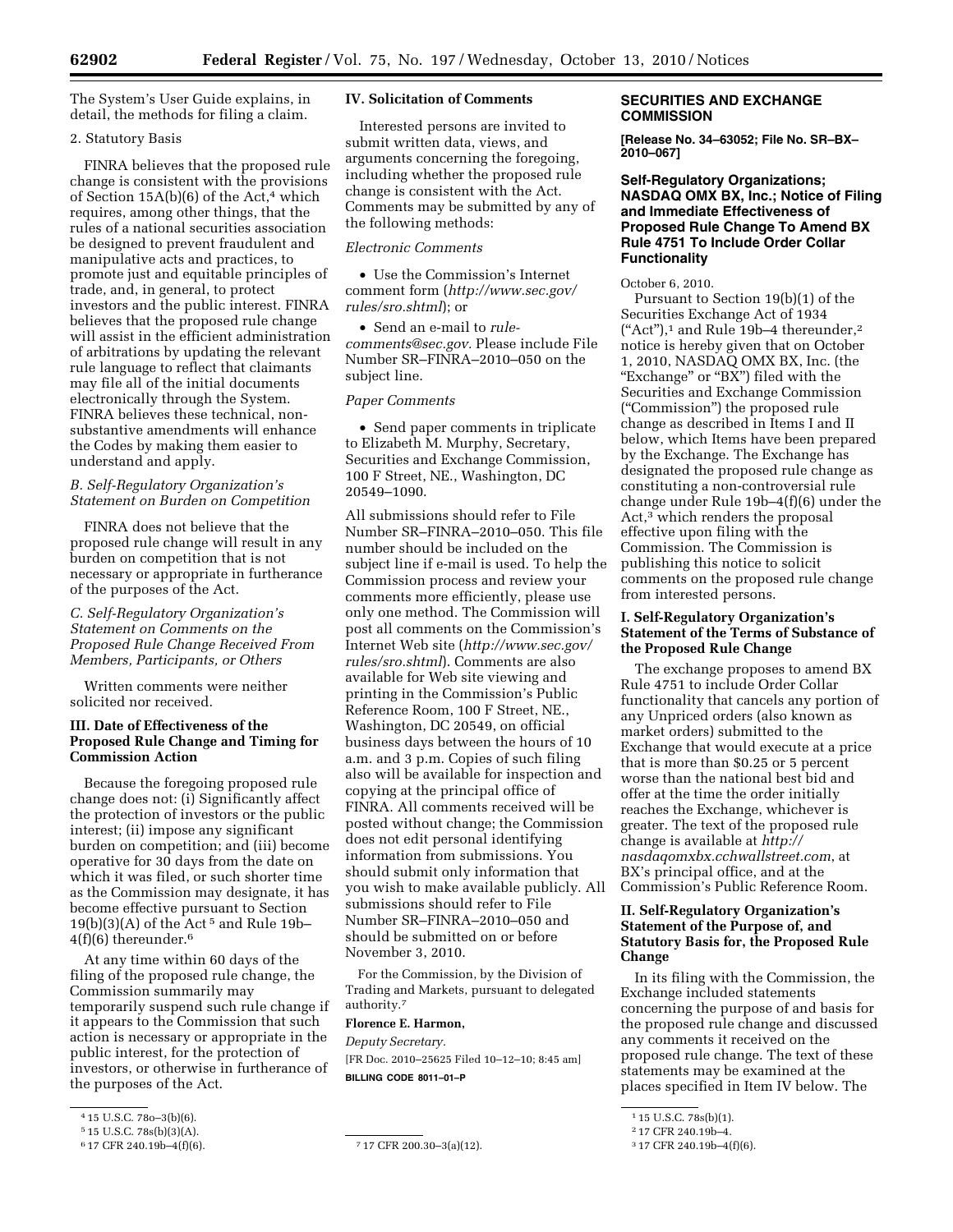The System's User Guide explains, in detail, the methods for filing a claim.

2. Statutory Basis

FINRA believes that the proposed rule change is consistent with the provisions of Section 15A(b)(6) of the Act,[4] which requires, among other things, that the rules of a national securities association be designed to prevent fraudulent and manipulative acts and practices, to promote just and equitable principles of trade, and, in general, to protect investors and the public interest. FINRA believes that the proposed rule change will assist in the efficient administration of arbitrations by updating the relevant rule language to reflect that claimants may file all of the initial documents electronically through the System. FINRA believes these technical, non-substantive amendments will enhance the Codes by making them easier to understand and apply.

*B. Self-Regulatory Organization's Statement on Burden on Competition*

FINRA does not believe that the proposed rule change will result in any burden on competition that is not necessary or appropriate in furtherance of the purposes of the Act.

*C. Self-Regulatory Organization's Statement on Comments on the Proposed Rule Change Received From Members, Participants, or Others*

Written comments were neither solicited nor received.

### III. Date of Effectiveness of the Proposed Rule Change and Timing for Commission Action

Because the foregoing proposed rule change does not: (i) Significantly affect the protection of investors or the public interest; (ii) impose any significant burden on competition; and (iii) become operative for 30 days from the date on which it was filed, or such shorter time as the Commission may designate, it has become effective pursuant to Section 19(b)(3)(A) of the Act[5] and Rule 19b–4(f)(6) thereunder.[6]

At any time within 60 days of the filing of the proposed rule change, the Commission summarily may temporarily suspend such rule change if it appears to the Commission that such action is necessary or appropriate in the public interest, for the protection of investors, or otherwise in furtherance of the purposes of the Act.

[4] 15 U.S.C. 78o–3(b)(6).

[5] 15 U.S.C. 78s(b)(3)(A).

[6] 17 CFR 240.19b–4(f)(6).

### IV. Solicitation of Comments

Interested persons are invited to submit written data, views, and arguments concerning the foregoing, including whether the proposed rule change is consistent with the Act. Comments may be submitted by any of the following methods:

*Electronic Comments*

- Use the Commission's Internet comment form (*http://www.sec.gov/rules/sro.shtml*); or
- Send an e-mail to *rule-comments@sec.gov.* Please include File Number SR–FINRA–2010–050 on the subject line.

*Paper Comments*

- Send paper comments in triplicate to Elizabeth M. Murphy, Secretary, Securities and Exchange Commission, 100 F Street, NE., Washington, DC 20549–1090.

All submissions should refer to File Number SR–FINRA–2010–050. This file number should be included on the subject line if e-mail is used. To help the Commission process and review your comments more efficiently, please use only one method. The Commission will post all comments on the Commission's Internet Web site (*http://www.sec.gov/rules/sro.shtml*). Comments are also available for Web site viewing and printing in the Commission's Public Reference Room, 100 F Street, NE., Washington, DC 20549, on official business days between the hours of 10 a.m. and 3 p.m. Copies of such filing also will be available for inspection and copying at the principal office of FINRA. All comments received will be posted without change; the Commission does not edit personal identifying information from submissions. You should submit only information that you wish to make available publicly. All submissions should refer to File Number SR–FINRA–2010–050 and should be submitted on or before November 3, 2010.

For the Commission, by the Division of Trading and Markets, pursuant to delegated authority.[7]

**Florence E. Harmon,**

*Deputy Secretary.*

[FR Doc. 2010–25625 Filed 10–12–10; 8:45 am]

**BILLING CODE 8011–01–P**

[7] 17 CFR 200.30–3(a)(12).

## SECURITIES AND EXCHANGE COMMISSION

**[Release No. 34–63052; File No. SR–BX–2010–067]**

## Self-Regulatory Organizations; NASDAQ OMX BX, Inc.; Notice of Filing and Immediate Effectiveness of Proposed Rule Change To Amend BX Rule 4751 To Include Order Collar Functionality

October 6, 2010.

Pursuant to Section 19(b)(1) of the Securities Exchange Act of 1934 ("Act"),[1] and Rule 19b–4 thereunder,[2] notice is hereby given that on October 1, 2010, NASDAQ OMX BX, Inc. (the "Exchange" or "BX") filed with the Securities and Exchange Commission ("Commission") the proposed rule change as described in Items I and II below, which Items have been prepared by the Exchange. The Exchange has designated the proposed rule change as constituting a non-controversial rule change under Rule 19b–4(f)(6) under the Act,[3] which renders the proposal effective upon filing with the Commission. The Commission is publishing this notice to solicit comments on the proposed rule change from interested persons.

### I. Self-Regulatory Organization's Statement of the Terms of Substance of the Proposed Rule Change

The exchange proposes to amend BX Rule 4751 to include Order Collar functionality that cancels any portion of any Unpriced orders (also known as market orders) submitted to the Exchange that would execute at a price that is more than $0.25 or 5 percent worse than the national best bid and offer at the time the order initially reaches the Exchange, whichever is greater. The text of the proposed rule change is available at *http://nasdaqomxbx.cchwallstreet.com*, at BX's principal office, and at the Commission's Public Reference Room.

### II. Self-Regulatory Organization's Statement of the Purpose of, and Statutory Basis for, the Proposed Rule Change

In its filing with the Commission, the Exchange included statements concerning the purpose of and basis for the proposed rule change and discussed any comments it received on the proposed rule change. The text of these statements may be examined at the places specified in Item IV below. The

[1] 15 U.S.C. 78s(b)(1).

[2] 17 CFR 240.19b–4.

[3] 17 CFR 240.19b–4(f)(6).